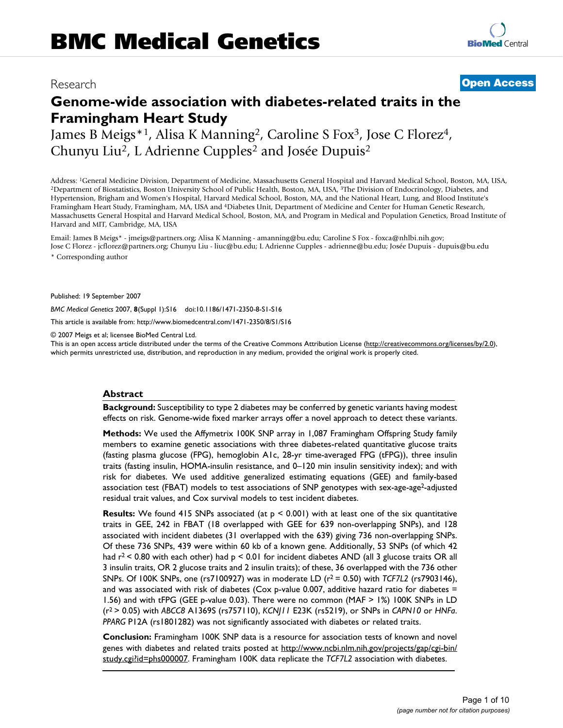# BMC Medical Genetics

Research

**Open Access**

# Genome-wide association with diabetes-related traits in the Framingham Heart Study

James B Meigs*[1], Alisa K Manning[2], Caroline S Fox[3], Jose C Florez[4], Chunyu Liu[2], L Adrienne Cupples[2] and Josée Dupuis[2]

Address: [1]General Medicine Division, Department of Medicine, Massachusetts General Hospital and Harvard Medical School, Boston, MA, USA, [2]Department of Biostatistics, Boston University School of Public Health, Boston, MA, USA, [3]The Division of Endocrinology, Diabetes, and Hypertension, Brigham and Women's Hospital, Harvard Medical School, Boston, MA, and the National Heart, Lung, and Blood Institute's Framingham Heart Study, Framingham, MA, USA and [4]Diabetes Unit, Department of Medicine and Center for Human Genetic Research, Massachusetts General Hospital and Harvard Medical School, Boston, MA, and Program in Medical and Population Genetics, Broad Institute of Harvard and MIT, Cambridge, MA, USA

Email: James B Meigs* - jmeigs@partners.org; Alisa K Manning - amanning@bu.edu; Caroline S Fox - foxca@nhlbi.nih.gov; Jose C Florez - jcflorez@partners.org; Chunyu Liu - liuc@bu.edu; L Adrienne Cupples - adrienne@bu.edu; Josée Dupuis - dupuis@bu.edu

* Corresponding author

Published: 19 September 2007

*BMC Medical Genetics* 2007, **8**(Suppl 1):S16 doi:10.1186/1471-2350-8-S1-S16

This article is available from: http://www.biomedcentral.com/1471-2350/8/S1/S16

© 2007 Meigs et al; licensee BioMed Central Ltd.

This is an open access article distributed under the terms of the Creative Commons Attribution License (http://creativecommons.org/licenses/by/2.0), which permits unrestricted use, distribution, and reproduction in any medium, provided the original work is properly cited.

## Abstract

**Background:** Susceptibility to type 2 diabetes may be conferred by genetic variants having modest effects on risk. Genome-wide fixed marker arrays offer a novel approach to detect these variants.

**Methods:** We used the Affymetrix 100K SNP array in 1,087 Framingham Offspring Study family members to examine genetic associations with three diabetes-related quantitative glucose traits (fasting plasma glucose (FPG), hemoglobin A1c, 28-yr time-averaged FPG (tFPG)), three insulin traits (fasting insulin, HOMA-insulin resistance, and 0–120 min insulin sensitivity index); and with risk for diabetes. We used additive generalized estimating equations (GEE) and family-based association test (FBAT) models to test associations of SNP genotypes with sex-age-age$^2$-adjusted residual trait values, and Cox survival models to test incident diabetes.

**Results:** We found 415 SNPs associated (at $p < 0.001$) with at least one of the six quantitative traits in GEE, 242 in FBAT (18 overlapped with GEE for 639 non-overlapping SNPs), and 128 associated with incident diabetes (31 overlapped with the 639) giving 736 non-overlapping SNPs. Of these 736 SNPs, 439 were within 60 kb of a known gene. Additionally, 53 SNPs (of which 42 had $r^2 < 0.80$ with each other) had $p < 0.01$ for incident diabetes AND (all 3 glucose traits OR all 3 insulin traits, OR 2 glucose traits and 2 insulin traits); of these, 36 overlapped with the 736 other SNPs. Of 100K SNPs, one (rs7100927) was in moderate LD ($r^2 = 0.50$) with *TCF7L2* (rs7903146), and was associated with risk of diabetes (Cox p-value 0.007, additive hazard ratio for diabetes = 1.56) and with tFPG (GEE p-value 0.03). There were no common (MAF > 1%) 100K SNPs in LD ($r^2 > 0.05$) with *ABCC8* A1369S (rs757110), *KCNJ11* E23K (rs5219), or SNPs in *CAPN10* or *HNFa*. *PPARG* P12A (rs1801282) was not significantly associated with diabetes or related traits.

**Conclusion:** Framingham 100K SNP data is a resource for association tests of known and novel genes with diabetes and related traits posted at http://www.ncbi.nlm.nih.gov/projects/gap/cgi-bin/study.cgi?id=phs000007. Framingham 100K data replicate the *TCF7L2* association with diabetes.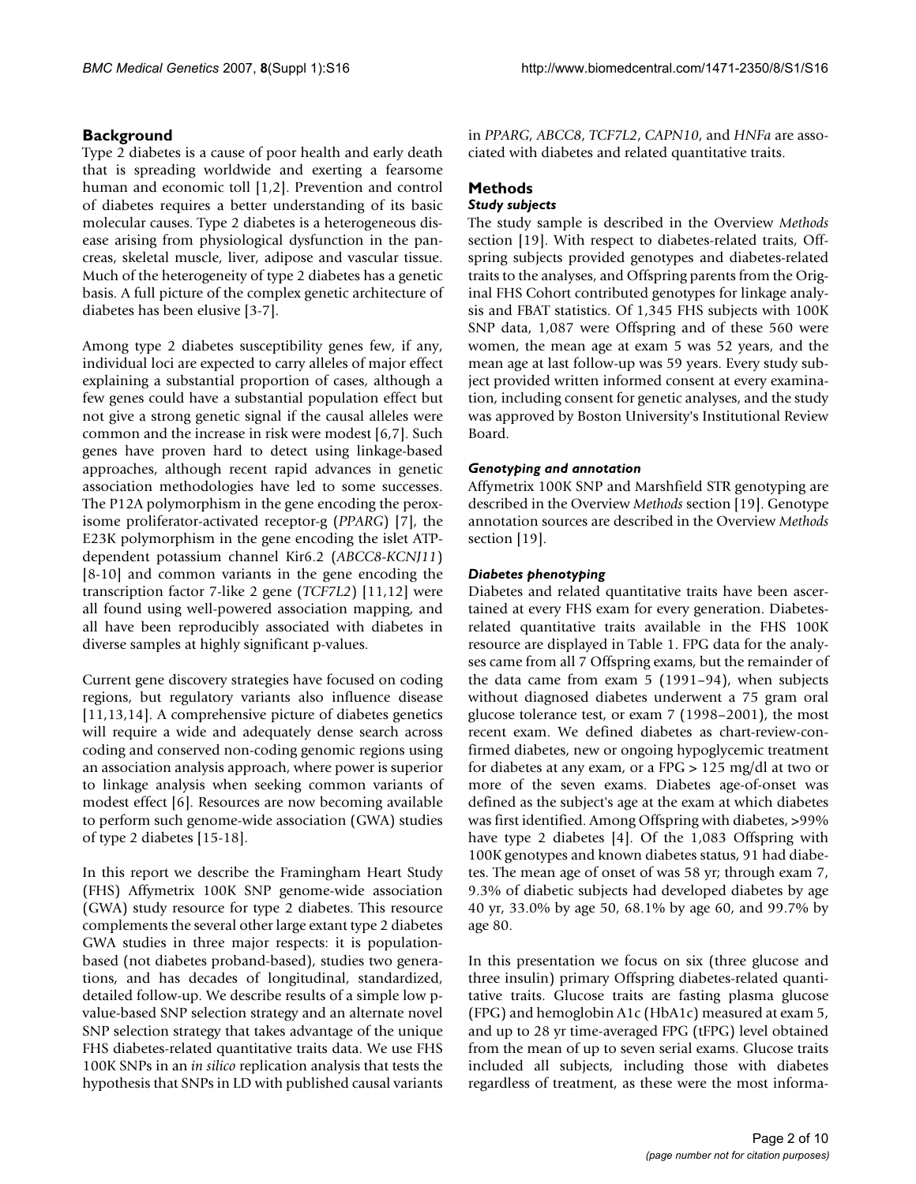## Background

Type 2 diabetes is a cause of poor health and early death that is spreading worldwide and exerting a fearsome human and economic toll [1,2]. Prevention and control of diabetes requires a better understanding of its basic molecular causes. Type 2 diabetes is a heterogeneous disease arising from physiological dysfunction in the pancreas, skeletal muscle, liver, adipose and vascular tissue. Much of the heterogeneity of type 2 diabetes has a genetic basis. A full picture of the complex genetic architecture of diabetes has been elusive [3-7].

Among type 2 diabetes susceptibility genes few, if any, individual loci are expected to carry alleles of major effect explaining a substantial proportion of cases, although a few genes could have a substantial population effect but not give a strong genetic signal if the causal alleles were common and the increase in risk were modest [6,7]. Such genes have proven hard to detect using linkage-based approaches, although recent rapid advances in genetic association methodologies have led to some successes. The P12A polymorphism in the gene encoding the peroxisome proliferator-activated receptor-g (*PPARG*) [7], the E23K polymorphism in the gene encoding the islet ATP-dependent potassium channel Kir6.2 (*ABCC8-KCNJ11*) [8-10] and common variants in the gene encoding the transcription factor 7-like 2 gene (*TCF7L2*) [11,12] were all found using well-powered association mapping, and all have been reproducibly associated with diabetes in diverse samples at highly significant p-values.

Current gene discovery strategies have focused on coding regions, but regulatory variants also influence disease [11,13,14]. A comprehensive picture of diabetes genetics will require a wide and adequately dense search across coding and conserved non-coding genomic regions using an association analysis approach, where power is superior to linkage analysis when seeking common variants of modest effect [6]. Resources are now becoming available to perform such genome-wide association (GWA) studies of type 2 diabetes [15-18].

In this report we describe the Framingham Heart Study (FHS) Affymetrix 100K SNP genome-wide association (GWA) study resource for type 2 diabetes. This resource complements the several other large extant type 2 diabetes GWA studies in three major respects: it is population-based (not diabetes proband-based), studies two generations, and has decades of longitudinal, standardized, detailed follow-up. We describe results of a simple low p-value-based SNP selection strategy and an alternate novel SNP selection strategy that takes advantage of the unique FHS diabetes-related quantitative traits data. We use FHS 100K SNPs in an *in silico* replication analysis that tests the hypothesis that SNPs in LD with published causal variants in *PPARG*, *ABCC8*, *TCF7L2*, *CAPN10*, and *HNFa* are associated with diabetes and related quantitative traits.

## Methods

### *Study subjects*

The study sample is described in the Overview *Methods* section [19]. With respect to diabetes-related traits, Offspring subjects provided genotypes and diabetes-related traits to the analyses, and Offspring parents from the Original FHS Cohort contributed genotypes for linkage analysis and FBAT statistics. Of 1,345 FHS subjects with 100K SNP data, 1,087 were Offspring and of these 560 were women, the mean age at exam 5 was 52 years, and the mean age at last follow-up was 59 years. Every study subject provided written informed consent at every examination, including consent for genetic analyses, and the study was approved by Boston University's Institutional Review Board.

### *Genotyping and annotation*

Affymetrix 100K SNP and Marshfield STR genotyping are described in the Overview *Methods* section [19]. Genotype annotation sources are described in the Overview *Methods* section [19].

### *Diabetes phenotyping*

Diabetes and related quantitative traits have been ascertained at every FHS exam for every generation. Diabetes-related quantitative traits available in the FHS 100K resource are displayed in Table 1. FPG data for the analyses came from all 7 Offspring exams, but the remainder of the data came from exam 5 (1991–94), when subjects without diagnosed diabetes underwent a 75 gram oral glucose tolerance test, or exam 7 (1998–2001), the most recent exam. We defined diabetes as chart-review-confirmed diabetes, new or ongoing hypoglycemic treatment for diabetes at any exam, or a FPG > 125 mg/dl at two or more of the seven exams. Diabetes age-of-onset was defined as the subject's age at the exam at which diabetes was first identified. Among Offspring with diabetes, >99% have type 2 diabetes [4]. Of the 1,083 Offspring with 100K genotypes and known diabetes status, 91 had diabetes. The mean age of onset of was 58 yr; through exam 7, 9.3% of diabetic subjects had developed diabetes by age 40 yr, 33.0% by age 50, 68.1% by age 60, and 99.7% by age 80.

In this presentation we focus on six (three glucose and three insulin) primary Offspring diabetes-related quantitative traits. Glucose traits are fasting plasma glucose (FPG) and hemoglobin A1c (HbA1c) measured at exam 5, and up to 28 yr time-averaged FPG (tFPG) level obtained from the mean of up to seven serial exams. Glucose traits included all subjects, including those with diabetes regardless of treatment, as these were the most informa-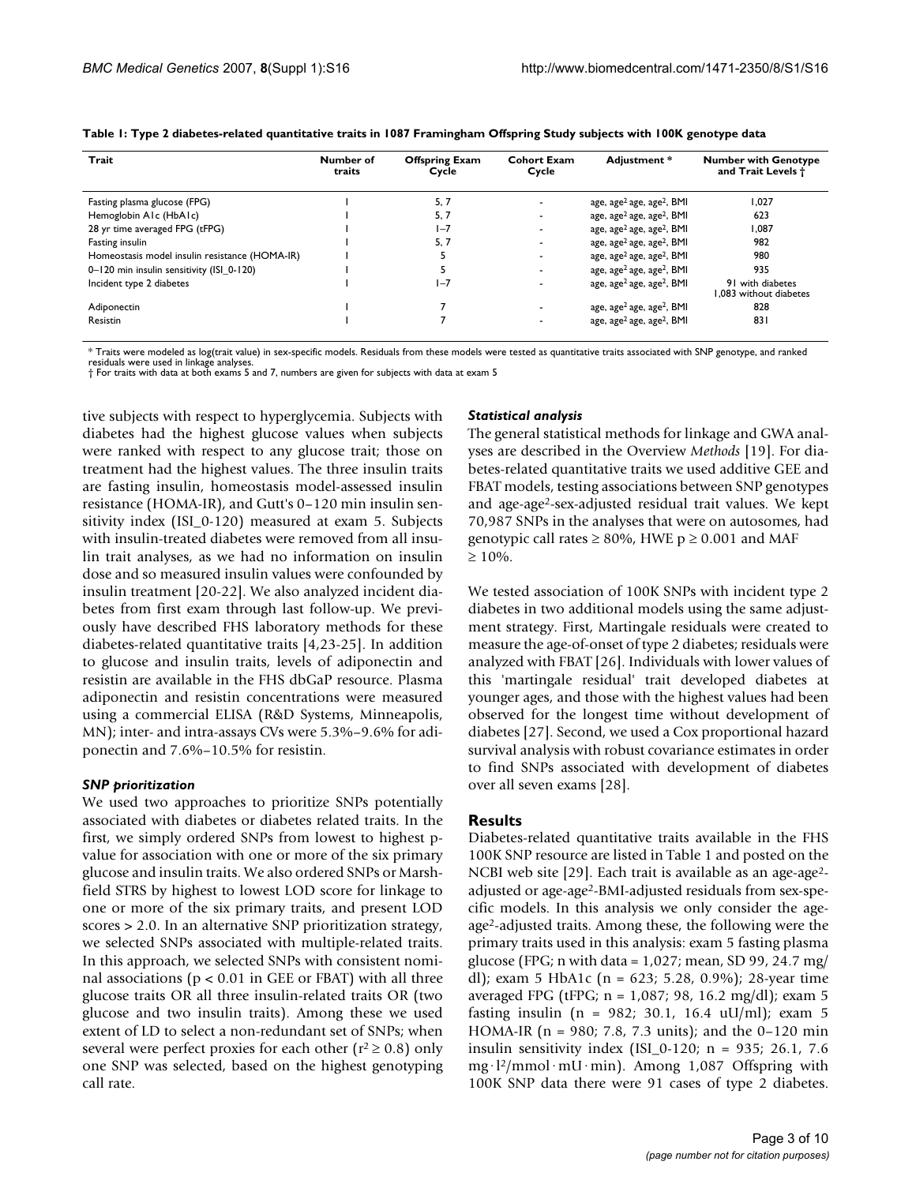**Table 1: Type 2 diabetes-related quantitative traits in 1087 Framingham Offspring Study subjects with 100K genotype data**

| Trait | Number of traits | Offspring Exam Cycle | Cohort Exam Cycle | Adjustment * | Number with Genotype and Trait Levels † |
|---|---|---|---|---|---|
| Fasting plasma glucose (FPG) | 1 | 5, 7 | - | age, age$^2$ age, age$^2$, BMI | 1,027 |
| Hemoglobin A1c (HbA1c) | 1 | 5, 7 | - | age, age$^2$ age, age$^2$, BMI | 623 |
| 28 yr time averaged FPG (tFPG) | 1 | 1–7 | - | age, age$^2$ age, age$^2$, BMI | 1,087 |
| Fasting insulin | 1 | 5, 7 | - | age, age$^2$ age, age$^2$, BMI | 982 |
| Homeostasis model insulin resistance (HOMA-IR) | 1 | 5 | - | age, age$^2$ age, age$^2$, BMI | 980 |
| 0–120 min insulin sensitivity (ISI_0-120) | 1 | 5 | - | age, age$^2$ age, age$^2$, BMI | 935 |
| Incident type 2 diabetes | 1 | 1–7 | - | age, age$^2$ age, age$^2$, BMI | 91 with diabetes 1,083 without diabetes |
| Adiponectin | 1 | 7 | - | age, age$^2$ age, age$^2$, BMI | 828 |
| Resistin | 1 | 7 | - | age, age$^2$ age, age$^2$, BMI | 831 |

\* Traits were modeled as log(trait value) in sex-specific models. Residuals from these models were tested as quantitative traits associated with SNP genotype, and ranked residuals were used in linkage analyses.
† For traits with data at both exams 5 and 7, numbers are given for subjects with data at exam 5

tive subjects with respect to hyperglycemia. Subjects with diabetes had the highest glucose values when subjects were ranked with respect to any glucose trait; those on treatment had the highest values. The three insulin traits are fasting insulin, homeostasis model-assessed insulin resistance (HOMA-IR), and Gutt's 0–120 min insulin sensitivity index (ISI_0-120) measured at exam 5. Subjects with insulin-treated diabetes were removed from all insulin trait analyses, as we had no information on insulin dose and so measured insulin values were confounded by insulin treatment [20-22]. We also analyzed incident diabetes from first exam through last follow-up. We previously have described FHS laboratory methods for these diabetes-related quantitative traits [4,23-25]. In addition to glucose and insulin traits, levels of adiponectin and resistin are available in the FHS dbGaP resource. Plasma adiponectin and resistin concentrations were measured using a commercial ELISA (R&D Systems, Minneapolis, MN); inter- and intra-assays CVs were 5.3%–9.6% for adiponectin and 7.6%–10.5% for resistin.

### *SNP prioritization*

We used two approaches to prioritize SNPs potentially associated with diabetes or diabetes related traits. In the first, we simply ordered SNPs from lowest to highest p-value for association with one or more of the six primary glucose and insulin traits. We also ordered SNPs or Marshfield STRS by highest to lowest LOD score for linkage to one or more of the six primary traits, and present LOD scores > 2.0. In an alternative SNP prioritization strategy, we selected SNPs associated with multiple-related traits. In this approach, we selected SNPs with consistent nominal associations ($p < 0.01$ in GEE or FBAT) with all three glucose traits OR all three insulin-related traits OR (two glucose and two insulin traits). Among these we used extent of LD to select a non-redundant set of SNPs; when several were perfect proxies for each other ($r^2 \geq 0.8$) only one SNP was selected, based on the highest genotyping call rate.

### *Statistical analysis*

The general statistical methods for linkage and GWA analyses are described in the Overview *Methods* [19]. For diabetes-related quantitative traits we used additive GEE and FBAT models, testing associations between SNP genotypes and age-age$^2$-sex-adjusted residual trait values. We kept 70,987 SNPs in the analyses that were on autosomes, had genotypic call rates ≥ 80%, HWE $p \geq 0.001$ and MAF ≥ 10%.

We tested association of 100K SNPs with incident type 2 diabetes in two additional models using the same adjustment strategy. First, Martingale residuals were created to measure the age-of-onset of type 2 diabetes; residuals were analyzed with FBAT [26]. Individuals with lower values of this 'martingale residual' trait developed diabetes at younger ages, and those with the highest values had been observed for the longest time without development of diabetes [27]. Second, we used a Cox proportional hazard survival analysis with robust covariance estimates in order to find SNPs associated with development of diabetes over all seven exams [28].

## Results

Diabetes-related quantitative traits available in the FHS 100K SNP resource are listed in Table 1 and posted on the NCBI web site [29]. Each trait is available as an age-age$^2$-adjusted or age-age$^2$-BMI-adjusted residuals from sex-specific models. In this analysis we only consider the age-age$^2$-adjusted traits. Among these, the following were the primary traits used in this analysis: exam 5 fasting plasma glucose (FPG; n with data = 1,027; mean, SD 99, 24.7 mg/dl); exam 5 HbA1c (n = 623; 5.28, 0.9%); 28-year time averaged FPG (tFPG; n = 1,087; 98, 16.2 mg/dl); exam 5 fasting insulin (n = 982; 30.1, 16.4 uU/ml); exam 5 HOMA-IR (n = 980; 7.8, 7.3 units); and the 0–120 min insulin sensitivity index (ISI_0-120; n = 935; 26.1, 7.6 $mg \cdot l^2/mmol \cdot mU \cdot min$). Among 1,087 Offspring with 100K SNP data there were 91 cases of type 2 diabetes.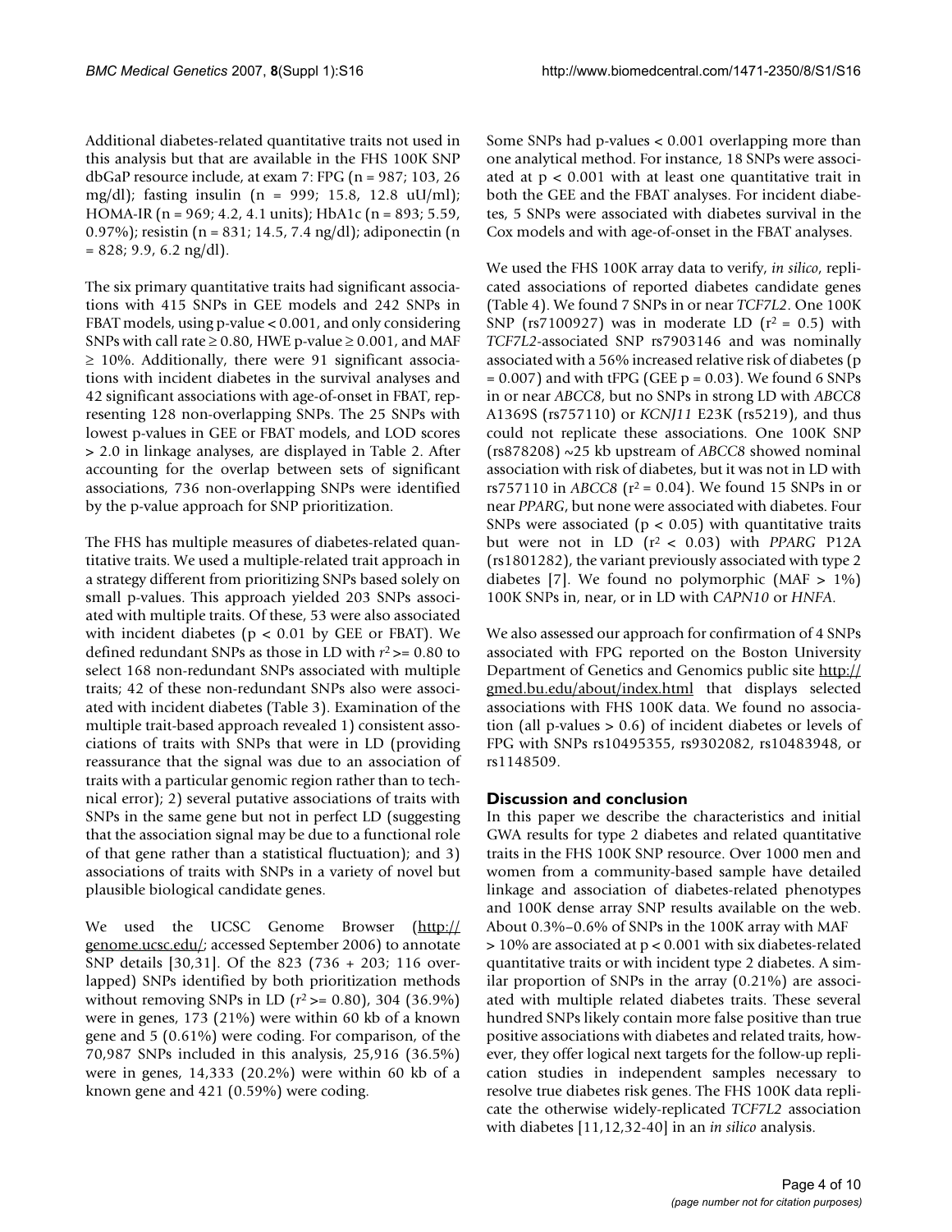Additional diabetes-related quantitative traits not used in this analysis but that are available in the FHS 100K SNP dbGaP resource include, at exam 7: FPG (n = 987; 103, 26 mg/dl); fasting insulin (n = 999; 15.8, 12.8 uU/ml); HOMA-IR (n = 969; 4.2, 4.1 units); HbA1c (n = 893; 5.59, 0.97%); resistin (n = 831; 14.5, 7.4 ng/dl); adiponectin (n = 828; 9.9, 6.2 ng/dl).

The six primary quantitative traits had significant associations with 415 SNPs in GEE models and 242 SNPs in FBAT models, using p-value < 0.001, and only considering SNPs with call rate ≥ 0.80, HWE p-value ≥ 0.001, and MAF ≥ 10%. Additionally, there were 91 significant associations with incident diabetes in the survival analyses and 42 significant associations with age-of-onset in FBAT, representing 128 non-overlapping SNPs. The 25 SNPs with lowest p-values in GEE or FBAT models, and LOD scores > 2.0 in linkage analyses, are displayed in Table 2. After accounting for the overlap between sets of significant associations, 736 non-overlapping SNPs were identified by the p-value approach for SNP prioritization.

The FHS has multiple measures of diabetes-related quantitative traits. We used a multiple-related trait approach in a strategy different from prioritizing SNPs based solely on small p-values. This approach yielded 203 SNPs associated with multiple traits. Of these, 53 were also associated with incident diabetes ($p < 0.01$ by GEE or FBAT). We defined redundant SNPs as those in LD with $r^2 >= 0.80$ to select 168 non-redundant SNPs associated with multiple traits; 42 of these non-redundant SNPs also were associated with incident diabetes (Table 3). Examination of the multiple trait-based approach revealed 1) consistent associations of traits with SNPs that were in LD (providing reassurance that the signal was due to an association of traits with a particular genomic region rather than to technical error); 2) several putative associations of traits with SNPs in the same gene but not in perfect LD (suggesting that the association signal may be due to a functional role of that gene rather than a statistical fluctuation); and 3) associations of traits with SNPs in a variety of novel but plausible biological candidate genes.

We used the UCSC Genome Browser (http://genome.ucsc.edu/; accessed September 2006) to annotate SNP details [30,31]. Of the 823 (736 + 203; 116 overlapped) SNPs identified by both prioritization methods without removing SNPs in LD ($r^2 >= 0.80$), 304 (36.9%) were in genes, 173 (21%) were within 60 kb of a known gene and 5 (0.61%) were coding. For comparison, of the 70,987 SNPs included in this analysis, 25,916 (36.5%) were in genes, 14,333 (20.2%) were within 60 kb of a known gene and 421 (0.59%) were coding.

Some SNPs had p-values < 0.001 overlapping more than one analytical method. For instance, 18 SNPs were associated at $p < 0.001$ with at least one quantitative trait in both the GEE and the FBAT analyses. For incident diabetes, 5 SNPs were associated with diabetes survival in the Cox models and with age-of-onset in the FBAT analyses.

We used the FHS 100K array data to verify, *in silico*, replicated associations of reported diabetes candidate genes (Table 4). We found 7 SNPs in or near *TCF7L2*. One 100K SNP (rs7100927) was in moderate LD ($r^2 = 0.5$) with *TCF7L2*-associated SNP rs7903146 and was nominally associated with a 56% increased relative risk of diabetes ($p = 0.007$) and with tFPG (GEE $p = 0.03$). We found 6 SNPs in or near *ABCC8*, but no SNPs in strong LD with *ABCC8* A1369S (rs757110) or *KCNJ11* E23K (rs5219), and thus could not replicate these associations. One 100K SNP (rs878208) ~25 kb upstream of *ABCC8* showed nominal association with risk of diabetes, but it was not in LD with rs757110 in *ABCC8* ($r^2 = 0.04$). We found 15 SNPs in or near *PPARG*, but none were associated with diabetes. Four SNPs were associated ($p < 0.05$) with quantitative traits but were not in LD ($r^2 < 0.03$) with *PPARG* P12A (rs1801282), the variant previously associated with type 2 diabetes [7]. We found no polymorphic (MAF > 1%) 100K SNPs in, near, or in LD with *CAPN10* or *HNFA*.

We also assessed our approach for confirmation of 4 SNPs associated with FPG reported on the Boston University Department of Genetics and Genomics public site http://gmed.bu.edu/about/index.html that displays selected associations with FHS 100K data. We found no association (all p-values > 0.6) of incident diabetes or levels of FPG with SNPs rs10495355, rs9302082, rs10483948, or rs1148509.

## Discussion and conclusion

In this paper we describe the characteristics and initial GWA results for type 2 diabetes and related quantitative traits in the FHS 100K SNP resource. Over 1000 men and women from a community-based sample have detailed linkage and association of diabetes-related phenotypes and 100K dense array SNP results available on the web. About 0.3%–0.6% of SNPs in the 100K array with MAF > 10% are associated at $p < 0.001$ with six diabetes-related quantitative traits or with incident type 2 diabetes. A similar proportion of SNPs in the array (0.21%) are associated with multiple related diabetes traits. These several hundred SNPs likely contain more false positive than true positive associations with diabetes and related traits, however, they offer logical next targets for the follow-up replication studies in independent samples necessary to resolve true diabetes risk genes. The FHS 100K data replicate the otherwise widely-replicated *TCF7L2* association with diabetes [11,12,32-40] in an *in silico* analysis.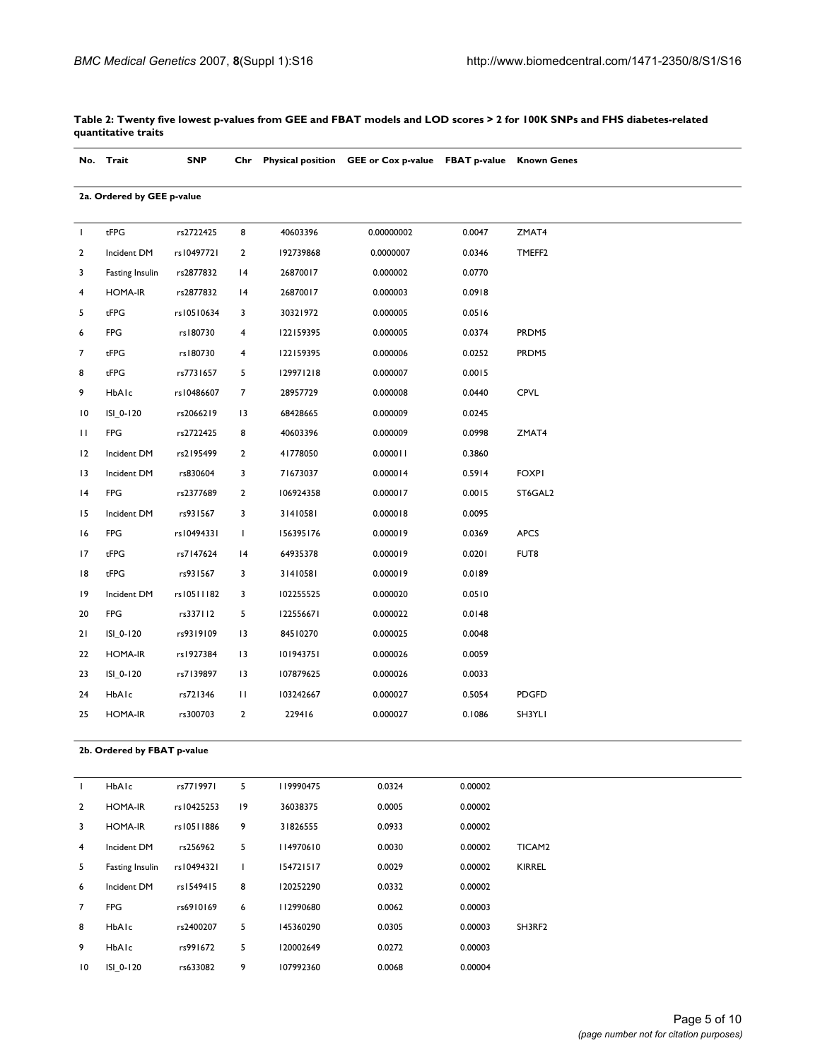**Table 2: Twenty five lowest p-values from GEE and FBAT models and LOD scores > 2 for 100K SNPs and FHS diabetes-related quantitative traits**

| No. | Trait | SNP | Chr | Physical position | GEE or Cox p-value | FBAT p-value | Known Genes |
|---|---|---|---|---|---|---|---|
| **2a. Ordered by GEE p-value** | | | | | | | |
| 1 | tFPG | rs2722425 | 8 | 40603396 | 0.00000002 | 0.0047 | ZMAT4 |
| 2 | Incident DM | rs10497721 | 2 | 192739868 | 0.0000007 | 0.0346 | TMEFF2 |
| 3 | Fasting Insulin | rs2877832 | 14 | 26870017 | 0.000002 | 0.0770 | |
| 4 | HOMA-IR | rs2877832 | 14 | 26870017 | 0.000003 | 0.0918 | |
| 5 | tFPG | rs10510634 | 3 | 30321972 | 0.000005 | 0.0516 | |
| 6 | FPG | rs180730 | 4 | 122159395 | 0.000005 | 0.0374 | PRDM5 |
| 7 | tFPG | rs180730 | 4 | 122159395 | 0.000006 | 0.0252 | PRDM5 |
| 8 | tFPG | rs7731657 | 5 | 129971218 | 0.000007 | 0.0015 | |
| 9 | HbA1c | rs10486607 | 7 | 28957729 | 0.000008 | 0.0440 | CPVL |
| 10 | ISI_0-120 | rs2066219 | 13 | 68428665 | 0.000009 | 0.0245 | |
| 11 | FPG | rs2722425 | 8 | 40603396 | 0.000009 | 0.0998 | ZMAT4 |
| 12 | Incident DM | rs2195499 | 2 | 41778050 | 0.000011 | 0.3860 | |
| 13 | Incident DM | rs830604 | 3 | 71673037 | 0.000014 | 0.5914 | FOXP1 |
| 14 | FPG | rs2377689 | 2 | 106924358 | 0.000017 | 0.0015 | ST6GAL2 |
| 15 | Incident DM | rs931567 | 3 | 31410581 | 0.000018 | 0.0095 | |
| 16 | FPG | rs10494331 | 1 | 156395176 | 0.000019 | 0.0369 | APCS |
| 17 | tFPG | rs7147624 | 14 | 64935378 | 0.000019 | 0.0201 | FUT8 |
| 18 | tFPG | rs931567 | 3 | 31410581 | 0.000019 | 0.0189 | |
| 19 | Incident DM | rs10511182 | 3 | 102255525 | 0.000020 | 0.0510 | |
| 20 | FPG | rs337112 | 5 | 122556671 | 0.000022 | 0.0148 | |
| 21 | ISI_0-120 | rs9319109 | 13 | 84510270 | 0.000025 | 0.0048 | |
| 22 | HOMA-IR | rs1927384 | 13 | 101943751 | 0.000026 | 0.0059 | |
| 23 | ISI_0-120 | rs7139897 | 13 | 107879625 | 0.000026 | 0.0033 | |
| 24 | HbA1c | rs721346 | 11 | 103242667 | 0.000027 | 0.5054 | PDGFD |
| 25 | HOMA-IR | rs300703 | 2 | 229416 | 0.000027 | 0.1086 | SH3YL1 |
| **2b. Ordered by FBAT p-value** | | | | | | | |
| 1 | HbA1c | rs7719971 | 5 | 119990475 | 0.0324 | 0.00002 | |
| 2 | HOMA-IR | rs10425253 | 19 | 36038375 | 0.0005 | 0.00002 | |
| 3 | HOMA-IR | rs10511886 | 9 | 31826555 | 0.0933 | 0.00002 | |
| 4 | Incident DM | rs256962 | 5 | 114970610 | 0.0030 | 0.00002 | TICAM2 |
| 5 | Fasting Insulin | rs10494321 | 1 | 154721517 | 0.0029 | 0.00002 | KIRREL |
| 6 | Incident DM | rs1549415 | 8 | 120252290 | 0.0332 | 0.00002 | |
| 7 | FPG | rs6910169 | 6 | 112990680 | 0.0062 | 0.00003 | |
| 8 | HbA1c | rs2400207 | 5 | 145360290 | 0.0305 | 0.00003 | SH3RF2 |
| 9 | HbA1c | rs991672 | 5 | 120002649 | 0.0272 | 0.00003 | |
| 10 | ISI_0-120 | rs633082 | 9 | 107992360 | 0.0068 | 0.00004 | |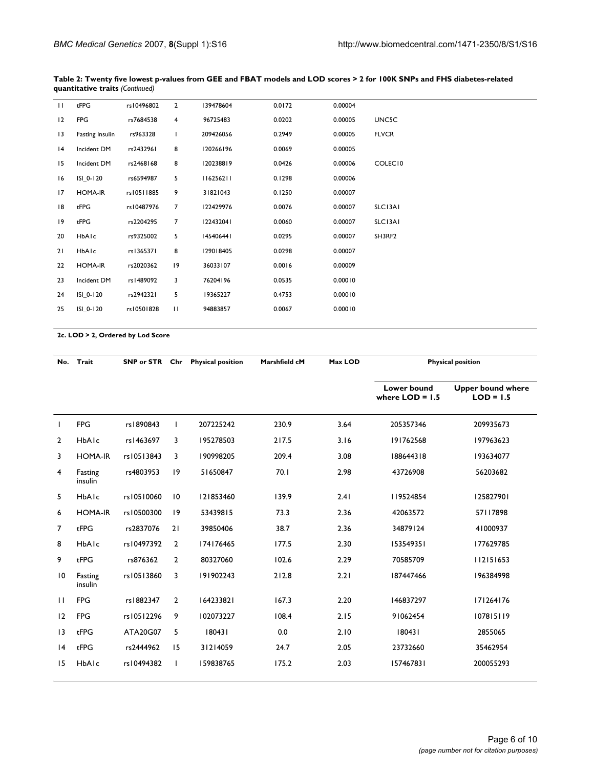**Table 2: Twenty five lowest p-values from GEE and FBAT models and LOD scores > 2 for 100K SNPs and FHS diabetes-related quantitative traits** *(Continued)*

| | | | | | | | |
|---|---|---|---|---|---|---|---|
| 11 | tFPG | rs10496802 | 2 | 139478604 | 0.0172 | 0.00004 | |
| 12 | FPG | rs7684538 | 4 | 96725483 | 0.0202 | 0.00005 | UNC5C |
| 13 | Fasting Insulin | rs963328 | 1 | 209426056 | 0.2949 | 0.00005 | FLVCR |
| 14 | Incident DM | rs2432961 | 8 | 120266196 | 0.0069 | 0.00005 | |
| 15 | Incident DM | rs2468168 | 8 | 120238819 | 0.0426 | 0.00006 | COLEC10 |
| 16 | ISI_0-120 | rs6594987 | 5 | 116256211 | 0.1298 | 0.00006 | |
| 17 | HOMA-IR | rs10511885 | 9 | 31821043 | 0.1250 | 0.00007 | |
| 18 | tFPG | rs10487976 | 7 | 122429976 | 0.0076 | 0.00007 | SLC13A1 |
| 19 | tFPG | rs2204295 | 7 | 122432041 | 0.0060 | 0.00007 | SLC13A1 |
| 20 | HbA1c | rs9325002 | 5 | 145406441 | 0.0295 | 0.00007 | SH3RF2 |
| 21 | HbA1c | rs1365371 | 8 | 129018405 | 0.0298 | 0.00007 | |
| 22 | HOMA-IR | rs2020362 | 19 | 36033107 | 0.0016 | 0.00009 | |
| 23 | Incident DM | rs1489092 | 3 | 76204196 | 0.0535 | 0.00010 | |
| 24 | ISI_0-120 | rs2942321 | 5 | 19365227 | 0.4753 | 0.00010 | |
| 25 | ISI_0-120 | rs10501828 | 11 | 94883857 | 0.0067 | 0.00010 | |

**2c. LOD > 2, Ordered by Lod Score**

| No. | Trait | SNP or STR | Chr | Physical position | Marshfield cM | Max LOD | Physical position | |
|---|---|---|---|---|---|---|---|---|
| | | | | | | | Lower bound where LOD = 1.5 | Upper bound where LOD = 1.5 |
| 1 | FPG | rs1890843 | 1 | 207225242 | 230.9 | 3.64 | 205357346 | 209935673 |
| 2 | HbA1c | rs1463697 | 3 | 195278503 | 217.5 | 3.16 | 191762568 | 197963623 |
| 3 | HOMA-IR | rs10513843 | 3 | 190998205 | 209.4 | 3.08 | 188644318 | 193634077 |
| 4 | Fasting insulin | rs4803953 | 19 | 51650847 | 70.1 | 2.98 | 43726908 | 56203682 |
| 5 | HbA1c | rs10510060 | 10 | 121853460 | 139.9 | 2.41 | 119524854 | 125827901 |
| 6 | HOMA-IR | rs10500300 | 19 | 53439815 | 73.3 | 2.36 | 42063572 | 57117898 |
| 7 | tFPG | rs2837076 | 21 | 39850406 | 38.7 | 2.36 | 34879124 | 41000937 |
| 8 | HbA1c | rs10497392 | 2 | 174176465 | 177.5 | 2.30 | 153549351 | 177629785 |
| 9 | tFPG | rs876362 | 2 | 80327060 | 102.6 | 2.29 | 70585709 | 112151653 |
| 10 | Fasting insulin | rs10513860 | 3 | 191902243 | 212.8 | 2.21 | 187447466 | 196384998 |
| 11 | FPG | rs1882347 | 2 | 164233821 | 167.3 | 2.20 | 146837297 | 171264176 |
| 12 | FPG | rs10512296 | 9 | 102073227 | 108.4 | 2.15 | 91062454 | 107815119 |
| 13 | tFPG | ATA20G07 | 5 | 180431 | 0.0 | 2.10 | 180431 | 2855065 |
| 14 | tFPG | rs2444962 | 15 | 31214059 | 24.7 | 2.05 | 23732660 | 35462954 |
| 15 | HbA1c | rs10494382 | 1 | 159838765 | 175.2 | 2.03 | 157467831 | 200055293 |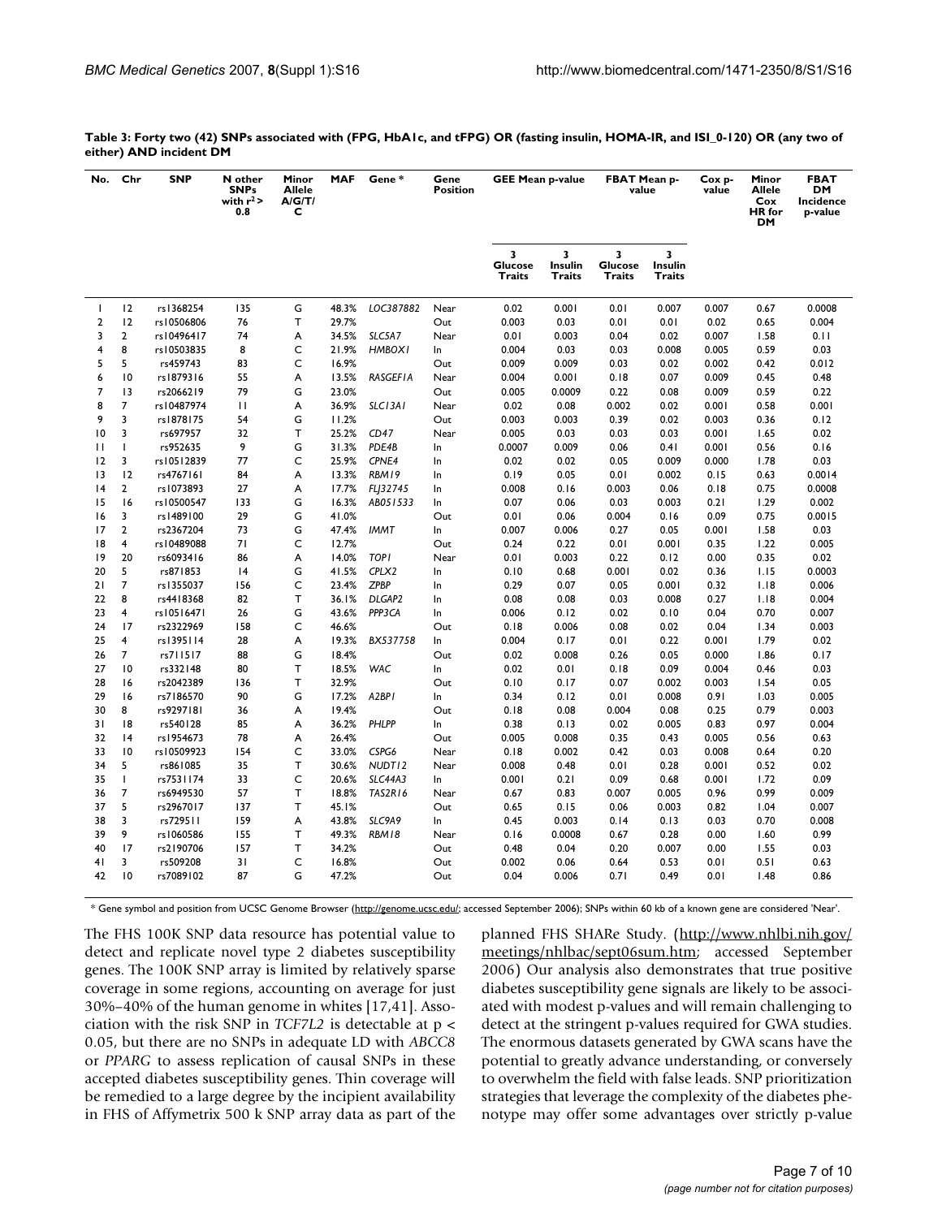**Table 3: Forty two (42) SNPs associated with (FPG, HbA1c, and tFPG) OR (fasting insulin, HOMA-IR, and ISI_0-120) OR (any two of either) AND incident DM**

| No. | Chr | SNP | N other SNPs with $r^2$ > 0.8 | Minor Allele A/G/T/C | MAF | Gene * | Gene Position | GEE Mean p-value | | FBAT Mean p-value | | Cox p-value | Minor Allele Cox HR for DM | FBAT DM Incidence p-value |
|---|---|---|---|---|---|---|---|---|---|---|---|---|---|---|
| | | | | | | | | 3 Glucose Traits | 3 Insulin Traits | 3 Glucose Traits | 3 Insulin Traits | | | |
| 1 | 12 | rs1368254 | 135 | G | 48.3% | *LOC387882* | Near | 0.02 | 0.001 | 0.01 | 0.007 | 0.007 | 0.67 | 0.0008 |
| 2 | 12 | rs10506806 | 76 | T | 29.7% | | Out | 0.003 | 0.03 | 0.01 | 0.01 | 0.02 | 0.65 | 0.004 |
| 3 | 2 | rs10496417 | 74 | A | 34.5% | *SLC5A7* | Near | 0.01 | 0.003 | 0.04 | 0.02 | 0.007 | 1.58 | 0.11 |
| 4 | 8 | rs10503835 | 8 | C | 21.9% | *HMBOX1* | In | 0.004 | 0.03 | 0.03 | 0.008 | 0.005 | 0.59 | 0.03 |
| 5 | 5 | rs459743 | 83 | C | 16.9% | | Out | 0.009 | 0.009 | 0.03 | 0.02 | 0.002 | 0.42 | 0.012 |
| 6 | 10 | rs1879316 | 55 | A | 13.5% | *RASGEF1A* | Near | 0.004 | 0.001 | 0.18 | 0.07 | 0.009 | 0.45 | 0.48 |
| 7 | 13 | rs2066219 | 79 | G | 23.0% | | Out | 0.005 | 0.0009 | 0.22 | 0.08 | 0.009 | 0.59 | 0.22 |
| 8 | 7 | rs10487974 | 11 | A | 36.9% | *SLC13A1* | Near | 0.02 | 0.08 | 0.002 | 0.02 | 0.001 | 0.58 | 0.001 |
| 9 | 3 | rs1878175 | 54 | G | 11.2% | | Out | 0.003 | 0.003 | 0.39 | 0.02 | 0.003 | 0.36 | 0.12 |
| 10 | 3 | rs697957 | 32 | T | 25.2% | *CD47* | Near | 0.005 | 0.03 | 0.03 | 0.03 | 0.001 | 1.65 | 0.02 |
| 11 | 1 | rs952635 | 9 | G | 31.3% | *PDE4B* | In | 0.0007 | 0.009 | 0.06 | 0.41 | 0.001 | 0.56 | 0.16 |
| 12 | 3 | rs10512839 | 77 | C | 25.9% | *CPNE4* | In | 0.02 | 0.02 | 0.05 | 0.009 | 0.000 | 1.78 | 0.03 |
| 13 | 12 | rs4767161 | 84 | A | 13.3% | *RBM19* | In | 0.19 | 0.05 | 0.01 | 0.002 | 0.15 | 0.63 | 0.0014 |
| 14 | 2 | rs1073893 | 27 | A | 17.7% | *FLJ32745* | In | 0.008 | 0.16 | 0.003 | 0.06 | 0.18 | 0.75 | 0.0008 |
| 15 | 16 | rs10500547 | 133 | G | 16.3% | *AB051533* | In | 0.07 | 0.06 | 0.03 | 0.003 | 0.21 | 1.29 | 0.002 |
| 16 | 3 | rs1489100 | 29 | G | 41.0% | | Out | 0.01 | 0.06 | 0.004 | 0.16 | 0.09 | 0.75 | 0.0015 |
| 17 | 2 | rs2367204 | 73 | G | 47.4% | *IMMT* | In | 0.007 | 0.006 | 0.27 | 0.05 | 0.001 | 1.58 | 0.03 |
| 18 | 4 | rs10489088 | 71 | C | 12.7% | | Out | 0.24 | 0.22 | 0.01 | 0.001 | 0.35 | 1.22 | 0.005 |
| 19 | 20 | rs6093416 | 86 | A | 14.0% | *TOP1* | Near | 0.01 | 0.003 | 0.22 | 0.12 | 0.00 | 0.35 | 0.02 |
| 20 | 5 | rs871853 | 14 | G | 41.5% | *CPLX2* | In | 0.10 | 0.68 | 0.001 | 0.02 | 0.36 | 1.15 | 0.0003 |
| 21 | 7 | rs1355037 | 156 | C | 23.4% | *ZPBP* | In | 0.29 | 0.07 | 0.05 | 0.001 | 0.32 | 1.18 | 0.006 |
| 22 | 8 | rs4418368 | 82 | T | 36.1% | *DLGAP2* | In | 0.08 | 0.08 | 0.03 | 0.008 | 0.27 | 1.18 | 0.004 |
| 23 | 4 | rs10516471 | 26 | G | 43.6% | *PPP3CA* | In | 0.006 | 0.12 | 0.02 | 0.10 | 0.04 | 0.70 | 0.007 |
| 24 | 17 | rs2322969 | 158 | C | 46.6% | | Out | 0.18 | 0.006 | 0.08 | 0.02 | 0.04 | 1.34 | 0.003 |
| 25 | 4 | rs1395114 | 28 | A | 19.3% | *BX537758* | In | 0.004 | 0.17 | 0.01 | 0.22 | 0.001 | 1.79 | 0.02 |
| 26 | 7 | rs711517 | 88 | G | 18.4% | | Out | 0.02 | 0.008 | 0.26 | 0.05 | 0.000 | 1.86 | 0.17 |
| 27 | 10 | rs332148 | 80 | T | 18.5% | *WAC* | In | 0.02 | 0.01 | 0.18 | 0.09 | 0.004 | 0.46 | 0.03 |
| 28 | 16 | rs2042389 | 136 | T | 32.9% | | Out | 0.10 | 0.17 | 0.07 | 0.002 | 0.003 | 1.54 | 0.05 |
| 29 | 16 | rs7186570 | 90 | G | 17.2% | *A2BP1* | In | 0.34 | 0.12 | 0.01 | 0.008 | 0.91 | 1.03 | 0.005 |
| 30 | 8 | rs9297181 | 36 | A | 19.4% | | Out | 0.18 | 0.08 | 0.004 | 0.08 | 0.25 | 0.79 | 0.003 |
| 31 | 18 | rs540128 | 85 | A | 36.2% | *PHLPP* | In | 0.38 | 0.13 | 0.02 | 0.005 | 0.83 | 0.97 | 0.004 |
| 32 | 14 | rs1954673 | 78 | A | 26.4% | | Out | 0.005 | 0.008 | 0.35 | 0.43 | 0.005 | 0.56 | 0.63 |
| 33 | 10 | rs10509923 | 154 | C | 33.0% | *CSPG6* | Near | 0.18 | 0.002 | 0.42 | 0.03 | 0.008 | 0.64 | 0.20 |
| 34 | 5 | rs861085 | 35 | T | 30.6% | *NUDT12* | Near | 0.008 | 0.48 | 0.01 | 0.28 | 0.001 | 0.52 | 0.02 |
| 35 | 1 | rs7531174 | 33 | C | 20.6% | *SLC44A3* | In | 0.001 | 0.21 | 0.09 | 0.68 | 0.001 | 1.72 | 0.09 |
| 36 | 7 | rs6949530 | 57 | T | 18.8% | *TAS2R16* | Near | 0.67 | 0.83 | 0.007 | 0.005 | 0.96 | 0.99 | 0.009 |
| 37 | 5 | rs2967017 | 137 | T | 45.1% | | Out | 0.65 | 0.15 | 0.06 | 0.003 | 0.82 | 1.04 | 0.007 |
| 38 | 3 | rs729511 | 159 | A | 43.8% | *SLC9A9* | In | 0.45 | 0.003 | 0.14 | 0.13 | 0.03 | 0.70 | 0.008 |
| 39 | 9 | rs1060586 | 155 | T | 49.3% | *RBM18* | Near | 0.16 | 0.0008 | 0.67 | 0.28 | 0.00 | 1.60 | 0.99 |
| 40 | 17 | rs2190706 | 157 | T | 34.2% | | Out | 0.48 | 0.04 | 0.20 | 0.007 | 0.00 | 1.55 | 0.03 |
| 41 | 3 | rs509208 | 31 | C | 16.8% | | Out | 0.002 | 0.06 | 0.64 | 0.53 | 0.01 | 0.51 | 0.63 |
| 42 | 10 | rs7089102 | 87 | G | 47.2% | | Out | 0.04 | 0.006 | 0.71 | 0.49 | 0.01 | 1.48 | 0.86 |

\* Gene symbol and position from UCSC Genome Browser (http://genome.ucsc.edu/; accessed September 2006); SNPs within 60 kb of a known gene are considered 'Near'.

The FHS 100K SNP data resource has potential value to detect and replicate novel type 2 diabetes susceptibility genes. The 100K SNP array is limited by relatively sparse coverage in some regions, accounting on average for just 30%–40% of the human genome in whites [17,41]. Association with the risk SNP in *TCF7L2* is detectable at $p < 0.05$, but there are no SNPs in adequate LD with *ABCC8* or *PPARG* to assess replication of causal SNPs in these accepted diabetes susceptibility genes. Thin coverage will be remedied to a large degree by the incipient availability in FHS of Affymetrix 500 k SNP array data as part of the planned FHS SHARe Study. (http://www.nhlbi.nih.gov/meetings/nhlbac/sept06sum.htm; accessed September 2006) Our analysis also demonstrates that true positive diabetes susceptibility gene signals are likely to be associated with modest p-values and will remain challenging to detect at the stringent p-values required for GWA studies. The enormous datasets generated by GWA scans have the potential to greatly advance understanding, or conversely to overwhelm the field with false leads. SNP prioritization strategies that leverage the complexity of the diabetes phenotype may offer some advantages over strictly p-value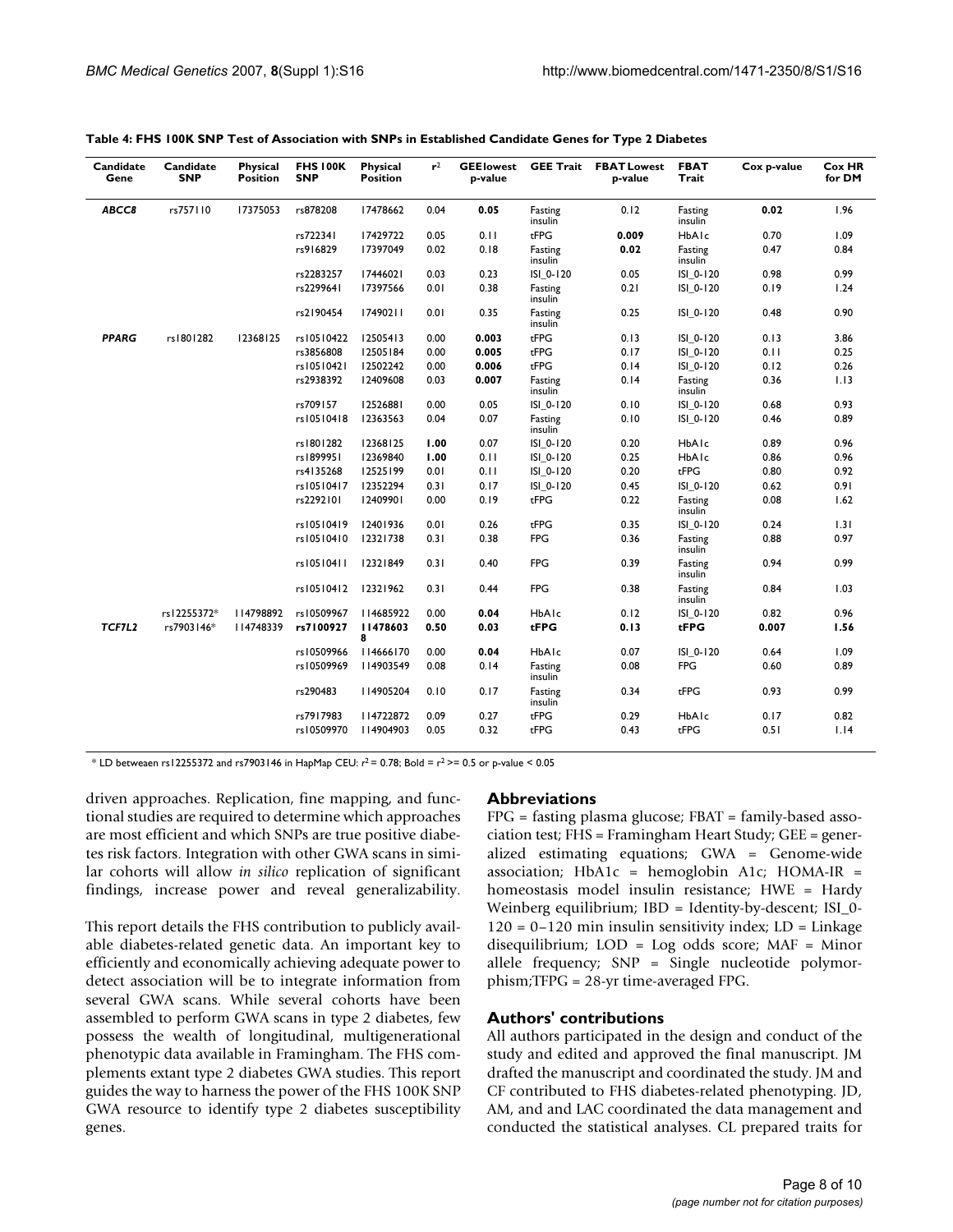**Table 4: FHS 100K SNP Test of Association with SNPs in Established Candidate Genes for Type 2 Diabetes**

| Candidate Gene | Candidate SNP | Physical Position | FHS 100K SNP | Physical Position | $r^2$ | GEE lowest p-value | GEE Trait | FBAT Lowest p-value | FBAT Trait | Cox p-value | Cox HR for DM |
|---|---|---|---|---|---|---|---|---|---|---|---|
| ***ABCC8*** | rs757110 | 17375053 | rs878208 | 17478662 | 0.04 | **0.05** | Fasting insulin | 0.12 | Fasting insulin | **0.02** | 1.96 |
| | | | rs722341 | 17429722 | 0.05 | 0.11 | tFPG | **0.009** | HbA1c | 0.70 | 1.09 |
| | | | rs916829 | 17397049 | 0.02 | 0.18 | Fasting insulin | **0.02** | Fasting insulin | 0.47 | 0.84 |
| | | | rs2283257 | 17446021 | 0.03 | 0.23 | ISI_0-120 | 0.05 | ISI_0-120 | 0.98 | 0.99 |
| | | | rs2299641 | 17397566 | 0.01 | 0.38 | Fasting insulin | 0.21 | ISI_0-120 | 0.19 | 1.24 |
| | | | rs2190454 | 17490211 | 0.01 | 0.35 | Fasting insulin | 0.25 | ISI_0-120 | 0.48 | 0.90 |
| ***PPARG*** | rs1801282 | 12368125 | rs10510422 | 12505413 | 0.00 | **0.003** | tFPG | 0.13 | ISI_0-120 | 0.13 | 3.86 |
| | | | rs3856808 | 12505184 | 0.00 | **0.005** | tFPG | 0.17 | ISI_0-120 | 0.11 | 0.25 |
| | | | rs10510421 | 12502242 | 0.00 | **0.006** | tFPG | 0.14 | ISI_0-120 | 0.12 | 0.26 |
| | | | rs2938392 | 12409608 | 0.03 | **0.007** | Fasting insulin | 0.14 | Fasting insulin | 0.36 | 1.13 |
| | | | rs709157 | 12526881 | 0.00 | 0.05 | ISI_0-120 | 0.10 | ISI_0-120 | 0.68 | 0.93 |
| | | | rs10510418 | 12363563 | 0.04 | 0.07 | Fasting insulin | 0.10 | ISI_0-120 | 0.46 | 0.89 |
| | | | rs1801282 | 12368125 | **1.00** | 0.07 | ISI_0-120 | 0.20 | HbA1c | 0.89 | 0.96 |
| | | | rs1899951 | 12369840 | **1.00** | 0.11 | ISI_0-120 | 0.25 | HbA1c | 0.86 | 0.96 |
| | | | rs4135268 | 12525199 | 0.01 | 0.11 | ISI_0-120 | 0.20 | tFPG | 0.80 | 0.92 |
| | | | rs10510417 | 12352294 | 0.31 | 0.17 | ISI_0-120 | 0.45 | ISI_0-120 | 0.62 | 0.91 |
| | | | rs2292101 | 12409901 | 0.00 | 0.19 | tFPG | 0.22 | Fasting insulin | 0.08 | 1.62 |
| | | | rs10510419 | 12401936 | 0.01 | 0.26 | tFPG | 0.35 | ISI_0-120 | 0.24 | 1.31 |
| | | | rs10510410 | 12321738 | 0.31 | 0.38 | FPG | 0.36 | Fasting insulin | 0.88 | 0.97 |
| | | | rs10510411 | 12321849 | 0.31 | 0.40 | FPG | 0.39 | Fasting insulin | 0.94 | 0.99 |
| | | | rs10510412 | 12321962 | 0.31 | 0.44 | FPG | 0.38 | Fasting insulin | 0.84 | 1.03 |
| | rs12255372* | 114798892 | rs10509967 | 114685922 | 0.00 | **0.04** | HbA1c | 0.12 | ISI_0-120 | 0.82 | 0.96 |
| ***TCF7L2*** | rs7903146* | 114748339 | **rs7100927** | **114786038** | **0.50** | **0.03** | **tFPG** | **0.13** | **tFPG** | **0.007** | **1.56** |
| | | | rs10509966 | 114666170 | 0.00 | **0.04** | HbA1c | 0.07 | ISI_0-120 | 0.64 | 1.09 |
| | | | rs10509969 | 114903549 | 0.08 | 0.14 | Fasting insulin | 0.08 | FPG | 0.60 | 0.89 |
| | | | rs290483 | 114905204 | 0.10 | 0.17 | Fasting insulin | 0.34 | tFPG | 0.93 | 0.99 |
| | | | rs7917983 | 114722872 | 0.09 | 0.27 | tFPG | 0.29 | HbA1c | 0.17 | 0.82 |
| | | | rs10509970 | 114904903 | 0.05 | 0.32 | tFPG | 0.43 | tFPG | 0.51 | 1.14 |

\* LD betweaen rs12255372 and rs7903146 in HapMap CEU: $r^2 = 0.78$; Bold = $r^2 >= 0.5$ or p-value < 0.05

driven approaches. Replication, fine mapping, and functional studies are required to determine which approaches are most efficient and which SNPs are true positive diabetes risk factors. Integration with other GWA scans in similar cohorts will allow *in silico* replication of significant findings, increase power and reveal generalizability.

This report details the FHS contribution to publicly available diabetes-related genetic data. An important key to efficiently and economically achieving adequate power to detect association will be to integrate information from several GWA scans. While several cohorts have been assembled to perform GWA scans in type 2 diabetes, few possess the wealth of longitudinal, multigenerational phenotypic data available in Framingham. The FHS complements extant type 2 diabetes GWA studies. This report guides the way to harness the power of the FHS 100K SNP GWA resource to identify type 2 diabetes susceptibility genes.

## Abbreviations

FPG = fasting plasma glucose; FBAT = family-based association test; FHS = Framingham Heart Study; GEE = generalized estimating equations; GWA = Genome-wide association; HbA1c = hemoglobin A1c; HOMA-IR = homeostasis model insulin resistance; HWE = Hardy Weinberg equilibrium; IBD = Identity-by-descent; ISI_0-120 = 0–120 min insulin sensitivity index; LD = Linkage disequilibrium; LOD = Log odds score; MAF = Minor allele frequency; SNP = Single nucleotide polymorphism;TFPG = 28-yr time-averaged FPG.

## Authors' contributions

All authors participated in the design and conduct of the study and edited and approved the final manuscript. JM drafted the manuscript and coordinated the study. JM and CF contributed to FHS diabetes-related phenotyping. JD, AM, and and LAC coordinated the data management and conducted the statistical analyses. CL prepared traits for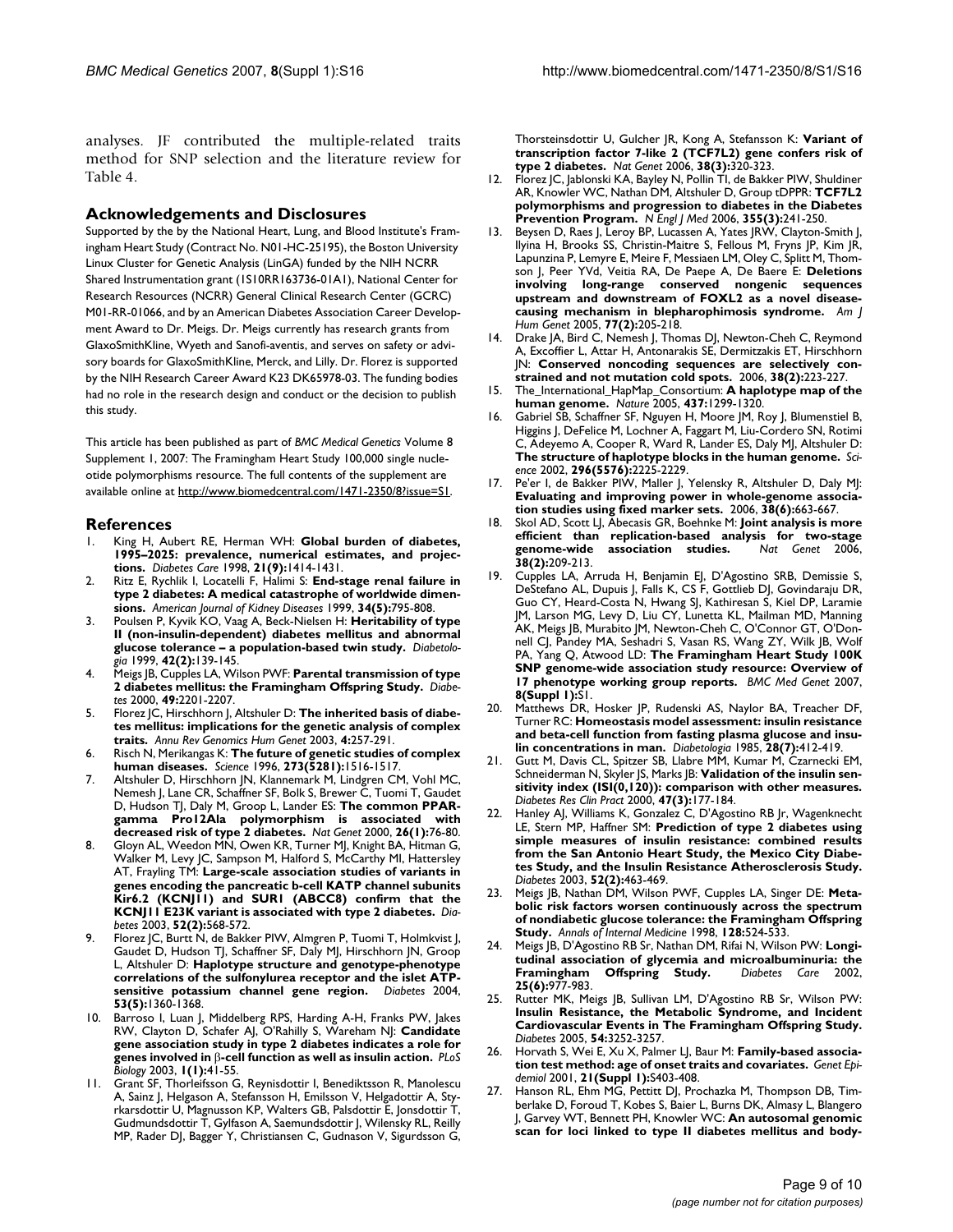analyses. JF contributed the multiple-related traits method for SNP selection and the literature review for Table 4.

## Acknowledgements and Disclosures

Supported by the by the National Heart, Lung, and Blood Institute's Framingham Heart Study (Contract No. N01-HC-25195), the Boston University Linux Cluster for Genetic Analysis (LinGA) funded by the NIH NCRR Shared Instrumentation grant (1S10RR163736-01A1), National Center for Research Resources (NCRR) General Clinical Research Center (GCRC) M01-RR-01066, and by an American Diabetes Association Career Development Award to Dr. Meigs. Dr. Meigs currently has research grants from GlaxoSmithKline, Wyeth and Sanofi-aventis, and serves on safety or advisory boards for GlaxoSmithKline, Merck, and Lilly. Dr. Florez is supported by the NIH Research Career Award K23 DK65978-03. The funding bodies had no role in the research design and conduct or the decision to publish this study.

This article has been published as part of *BMC Medical Genetics* Volume 8 Supplement 1, 2007: The Framingham Heart Study 100,000 single nucleotide polymorphisms resource. The full contents of the supplement are available online at http://www.biomedcentral.com/1471-2350/8?issue=S1.

## References

1. King H, Aubert RE, Herman WH: **Global burden of diabetes, 1995–2025: prevalence, numerical estimates, and projections.** *Diabetes Care* 1998, **21(9):**1414-1431.
2. Ritz E, Rychlik I, Locatelli F, Halimi S: **End-stage renal failure in type 2 diabetes: A medical catastrophe of worldwide dimensions.** *American Journal of Kidney Diseases* 1999, **34(5):**795-808.
3. Poulsen P, Kyvik KO, Vaag A, Beck-Nielsen H: **Heritability of type II (non-insulin-dependent) diabetes mellitus and abnormal glucose tolerance – a population-based twin study.** *Diabetologia* 1999, **42(2):**139-145.
4. Meigs JB, Cupples LA, Wilson PWF: **Parental transmission of type 2 diabetes mellitus: the Framingham Offspring Study.** *Diabetes* 2000, **49:**2201-2207.
5. Florez JC, Hirschhorn J, Altshuler D: **The inherited basis of diabetes mellitus: implications for the genetic analysis of complex traits.** *Annu Rev Genomics Hum Genet* 2003, **4:**257-291.
6. Risch N, Merikangas K: **The future of genetic studies of complex human diseases.** *Science* 1996, **273(5281):**1516-1517.
7. Altshuler D, Hirschhorn JN, Klannemark M, Lindgren CM, Vohl MC, Nemesh J, Lane CR, Schaffner SF, Bolk S, Brewer C, Tuomi T, Gaudet D, Hudson TJ, Daly M, Groop L, Lander ES: **The common PPAR-gamma Pro12Ala polymorphism is associated with decreased risk of type 2 diabetes.** *Nat Genet* 2000, **26(1):**76-80.
8. Gloyn AL, Weedon MN, Owen KR, Turner MJ, Knight BA, Hitman G, Walker M, Levy JC, Sampson M, Halford S, McCarthy MI, Hattersley AT, Frayling TM: **Large-scale association studies of variants in genes encoding the pancreatic b-cell KATP channel subunits Kir6.2 (KCNJ11) and SUR1 (ABCC8) confirm that the KCNJ11 E23K variant is associated with type 2 diabetes.** *Diabetes* 2003, **52(2):**568-572.
9. Florez JC, Burtt N, de Bakker PIW, Almgren P, Tuomi T, Holmkvist J, Gaudet D, Hudson TJ, Schaffner SF, Daly MJ, Hirschhorn JN, Groop L, Altshuler D: **Haplotype structure and genotype-phenotype correlations of the sulfonylurea receptor and the islet ATP-sensitive potassium channel gene region.** *Diabetes* 2004, **53(5):**1360-1368.
10. Barroso I, Luan J, Middelberg RPS, Harding A-H, Franks PW, Jakes RW, Clayton D, Schafer AJ, O'Rahilly S, Wareham NJ: **Candidate gene association study in type 2 diabetes indicates a role for genes involved in β-cell function as well as insulin action.** *PLoS Biology* 2003, **1(1):**41-55.
11. Grant SF, Thorleifsson G, Reynisdottir I, Benediktsson R, Manolescu A, Sainz J, Helgason A, Stefansson H, Emilsson V, Helgadottir A, Styrkarsdottir U, Magnusson KP, Walters GB, Palsdottir E, Jonsdottir T, Gudmundsdottir T, Gylfason A, Saemundsdottir J, Wilensky RL, Reilly MP, Rader DJ, Bagger Y, Christiansen C, Gudnason V, Sigurdsson G, Thorsteinsdottir U, Gulcher JR, Kong A, Stefansson K: **Variant of transcription factor 7-like 2 (TCF7L2) gene confers risk of type 2 diabetes.** *Nat Genet* 2006, **38(3):**320-323.
12. Florez JC, Jablonski KA, Bayley N, Pollin TI, de Bakker PIW, Shuldiner AR, Knowler WC, Nathan DM, Altshuler D, Group tDPPR: **TCF7L2 polymorphisms and progression to diabetes in the Diabetes Prevention Program.** *N Engl J Med* 2006, **355(3):**241-250.
13. Beysen D, Raes J, Leroy BP, Lucassen A, Yates JRW, Clayton-Smith J, Ilyina H, Brooks SS, Christin-Maitre S, Fellous M, Fryns JP, Kim JR, Lapunzina P, Lemyre E, Meire F, Messiaen LM, Oley C, Splitt M, Thomson J, Peer YVd, Veitia RA, De Paepe A, De Baere E: **Deletions involving long-range conserved nongenic sequences upstream and downstream of FOXL2 as a novel disease-causing mechanism in blepharophimosis syndrome.** *Am J Hum Genet* 2005, **77(2):**205-218.
14. Drake JA, Bird C, Nemesh J, Thomas DJ, Newton-Cheh C, Reymond A, Excoffier L, Attar H, Antonarakis SE, Dermitzakis ET, Hirschhorn JN: **Conserved noncoding sequences are selectively constrained and not mutation cold spots.** 2006, **38(2):**223-227.
15. The_International_HapMap_Consortium: **A haplotype map of the human genome.** *Nature* 2005, **437:**1299-1320.
16. Gabriel SB, Schaffner SF, Nguyen H, Moore JM, Roy J, Blumenstiel B, Higgins J, DeFelice M, Lochner A, Faggart M, Liu-Cordero SN, Rotimi C, Adeyemo A, Cooper R, Ward R, Lander ES, Daly MJ, Altshuler D: **The structure of haplotype blocks in the human genome.** *Science* 2002, **296(5576):**2225-2229.
17. Pe'er I, de Bakker PIW, Maller J, Yelensky R, Altshuler D, Daly MJ: **Evaluating and improving power in whole-genome association studies using fixed marker sets.** 2006, **38(6):**663-667.
18. Skol AD, Scott LJ, Abecasis GR, Boehnke M: **Joint analysis is more efficient than replication-based analysis for two-stage genome-wide association studies.** *Nat Genet* 2006, **38(2):**209-213.
19. Cupples LA, Arruda H, Benjamin EJ, D'Agostino SRB, Demissie S, DeStefano AL, Dupuis J, Falls K, CS F, Gottlieb DJ, Govindaraju DR, Guo CY, Heard-Costa N, Hwang SJ, Kathiresan S, Kiel DP, Laramie JM, Larson MG, Levy D, Liu CY, Lunetta KL, Mailman MD, Manning AK, Meigs JB, Murabito JM, Newton-Cheh C, O'Connor GT, O'Donnell CJ, Pandey MA, Seshadri S, Vasan RS, Wang ZY, Wilk JB, Wolf PA, Yang Q, Atwood LD: **The Framingham Heart Study 100K SNP genome-wide association study resource: Overview of 17 phenotype working group reports.** *BMC Med Genet* 2007, **8(Suppl 1):**S1.
20. Matthews DR, Hosker JP, Rudenski AS, Naylor BA, Treacher DF, Turner RC: **Homeostasis model assessment: insulin resistance and beta-cell function from fasting plasma glucose and insulin concentrations in man.** *Diabetologia* 1985, **28(7):**412-419.
21. Gutt M, Davis CL, Spitzer SB, Llabre MM, Kumar M, Czarnecki EM, Schneiderman N, Skyler JS, Marks JB: **Validation of the insulin sensitivity index (ISI(0,120)): comparison with other measures.** *Diabetes Res Clin Pract* 2000, **47(3):**177-184.
22. Hanley AJ, Williams K, Gonzalez C, D'Agostino RB Jr, Wagenknecht LE, Stern MP, Haffner SM: **Prediction of type 2 diabetes using simple measures of insulin resistance: combined results from the San Antonio Heart Study, the Mexico City Diabetes Study, and the Insulin Resistance Atherosclerosis Study.** *Diabetes* 2003, **52(2):**463-469.
23. Meigs JB, Nathan DM, Wilson PWF, Cupples LA, Singer DE: **Metabolic risk factors worsen continuously across the spectrum of nondiabetic glucose tolerance: the Framingham Offspring Study.** *Annals of Internal Medicine* 1998, **128:**524-533.
24. Meigs JB, D'Agostino RB Sr, Nathan DM, Rifai N, Wilson PW: **Longitudinal association of glycemia and microalbuminuria: the Framingham Offspring Study.** *Diabetes Care* 2002, **25(6):**977-983.
25. Rutter MK, Meigs JB, Sullivan LM, D'Agostino RB Sr, Wilson PW: **Insulin Resistance, the Metabolic Syndrome, and Incident Cardiovascular Events in The Framingham Offspring Study.** *Diabetes* 2005, **54:**3252-3257.
26. Horvath S, Wei E, Xu X, Palmer LJ, Baur M: **Family-based association test method: age of onset traits and covariates.** *Genet Epidemiol* 2001, **21(Suppl 1):**S403-408.
27. Hanson RL, Ehm MG, Pettitt DJ, Prochazka M, Thompson DB, Timberlake D, Foroud T, Kobes S, Baier L, Burns DK, Almasy L, Blangero J, Garvey WT, Bennett PH, Knowler WC: **An autosomal genomic scan for loci linked to type II diabetes mellitus and body-**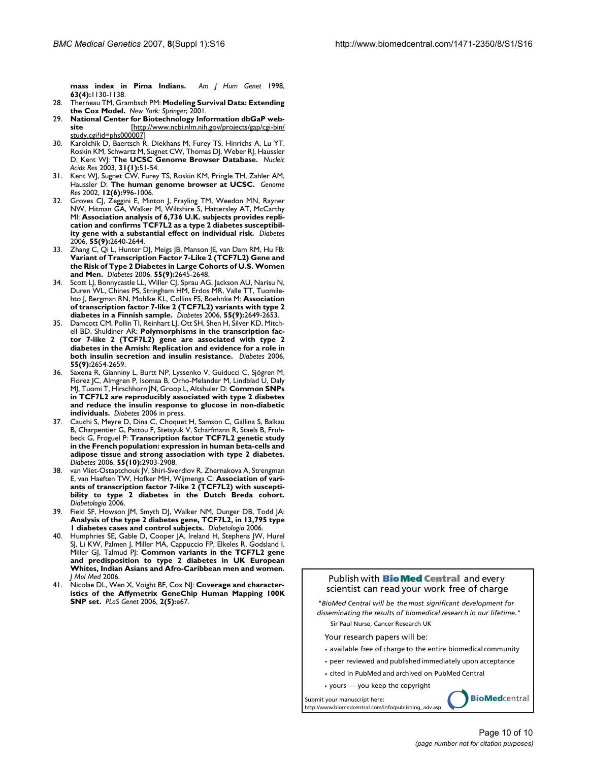**mass index in Pima Indians.** *Am J Hum Genet* 1998, **63(4):**1130-1138.

28. Therneau TM, Grambsch PM: **Modeling Survival Data: Extending the Cox Model.** *New York: Springer*; 2001.
29. **National Center for Biotechnology Information dbGaP website** [http://www.ncbi.nlm.nih.gov/projects/gap/cgi-bin/study.cgi?id=phs000007]
30. Karolchik D, Baertsch R, Diekhans M, Furey TS, Hinrichs A, Lu YT, Roskin KM, Schwartz M, Sugnet CW, Thomas DJ, Weber RJ, Haussler D, Kent WJ: **The UCSC Genome Browser Database.** *Nucleic Acids Res* 2003, **31(1):**51-54.
31. Kent WJ, Sugnet CW, Furey TS, Roskin KM, Pringle TH, Zahler AM, Haussler D: **The human genome browser at UCSC.** *Genome Res* 2002, **12(6):**996-1006.
32. Groves CJ, Zeggini E, Minton J, Frayling TM, Weedon MN, Rayner NW, Hitman GA, Walker M, Wiltshire S, Hattersley AT, McCarthy MI: **Association analysis of 6,736 U.K. subjects provides replication and confirms TCF7L2 as a type 2 diabetes susceptibility gene with a substantial effect on individual risk.** *Diabetes* 2006, **55(9):**2640-2644.
33. Zhang C, Qi L, Hunter DJ, Meigs JB, Manson JE, van Dam RM, Hu FB: **Variant of Transcription Factor 7-Like 2 (TCF7L2) Gene and the Risk of Type 2 Diabetes in Large Cohorts of U.S. Women and Men.** *Diabetes* 2006, **55(9):**2645-2648.
34. Scott LJ, Bonnycastle LL, Willer CJ, Sprau AG, Jackson AU, Narisu N, Duren WL, Chines PS, Stringham HM, Erdos MR, Valle TT, Tuomilehto J, Bergman RN, Mohlke KL, Collins FS, Boehnke M: **Association of transcription factor 7-like 2 (TCF7L2) variants with type 2 diabetes in a Finnish sample.** *Diabetes* 2006, **55(9):**2649-2653.
35. Damcott CM, Pollin TI, Reinhart LJ, Ott SH, Shen H, Silver KD, Mitchell BD, Shuldiner AR: **Polymorphisms in the transcription factor 7-like 2 (TCF7L2) gene are associated with type 2 diabetes in the Amish: Replication and evidence for a role in both insulin secretion and insulin resistance.** *Diabetes* 2006, **55(9):**2654-2659.
36. Saxena R, Gianniny L, Burtt NP, Lyssenko V, Guiducci C, Sjögren M, Florez JC, Almgren P, Isomaa B, Orho-Melander M, Lindblad U, Daly MJ, Tuomi T, Hirschhorn JN, Groop L, Altshuler D: **Common SNPs in TCF7L2 are reproducibly associated with type 2 diabetes and reduce the insulin response to glucose in non-diabetic individuals.** *Diabetes* 2006 in press.
37. Cauchi S, Meyre D, Dina C, Choquet H, Samson C, Gallina S, Balkau B, Charpentier G, Pattou F, Stetsyuk V, Scharfmann R, Staels B, Fruhbeck G, Froguel P: **Transcription factor TCF7L2 genetic study in the French population: expression in human beta-cells and adipose tissue and strong association with type 2 diabetes.** *Diabetes* 2006, **55(10):**2903-2908.
38. van Vliet-Ostaptchouk JV, Shiri-Sverdlov R, Zhernakova A, Strengman E, van Haeften TW, Hofker MH, Wijmenga C: **Association of variants of transcription factor 7-like 2 (TCF7L2) with susceptibility to type 2 diabetes in the Dutch Breda cohort.** *Diabetologia* 2006.
39. Field SF, Howson JM, Smyth DJ, Walker NM, Dunger DB, Todd JA: **Analysis of the type 2 diabetes gene, TCF7L2, in 13,795 type 1 diabetes cases and control subjects.** *Diabetologia* 2006.
40. Humphries SE, Gable D, Cooper JA, Ireland H, Stephens JW, Hurel SJ, Li KW, Palmen J, Miller MA, Cappuccio FP, Elkeles R, Godsland I, Miller GJ, Talmud PJ: **Common variants in the TCF7L2 gene and predisposition to type 2 diabetes in UK European Whites, Indian Asians and Afro-Caribbean men and women.** *J Mol Med* 2006.
41. Nicolae DL, Wen X, Voight BF, Cox NJ: **Coverage and characteristics of the Affymetrix GeneChip Human Mapping 100K SNP set.** *PLoS Genet* 2006, **2(5):**e67.

Publish with **BioMed Central** and every scientist can read your work free of charge

*"BioMed Central will be the most significant development for disseminating the results of biomedical research in our lifetime."*
Sir Paul Nurse, Cancer Research UK

Your research papers will be:

- available free of charge to the entire biomedical community
- peer reviewed and published immediately upon acceptance
- cited in PubMed and archived on PubMed Central
- yours — you keep the copyright

Submit your manuscript here:
http://www.biomedcentral.com/info/publishing_adv.asp

**BioMed**central